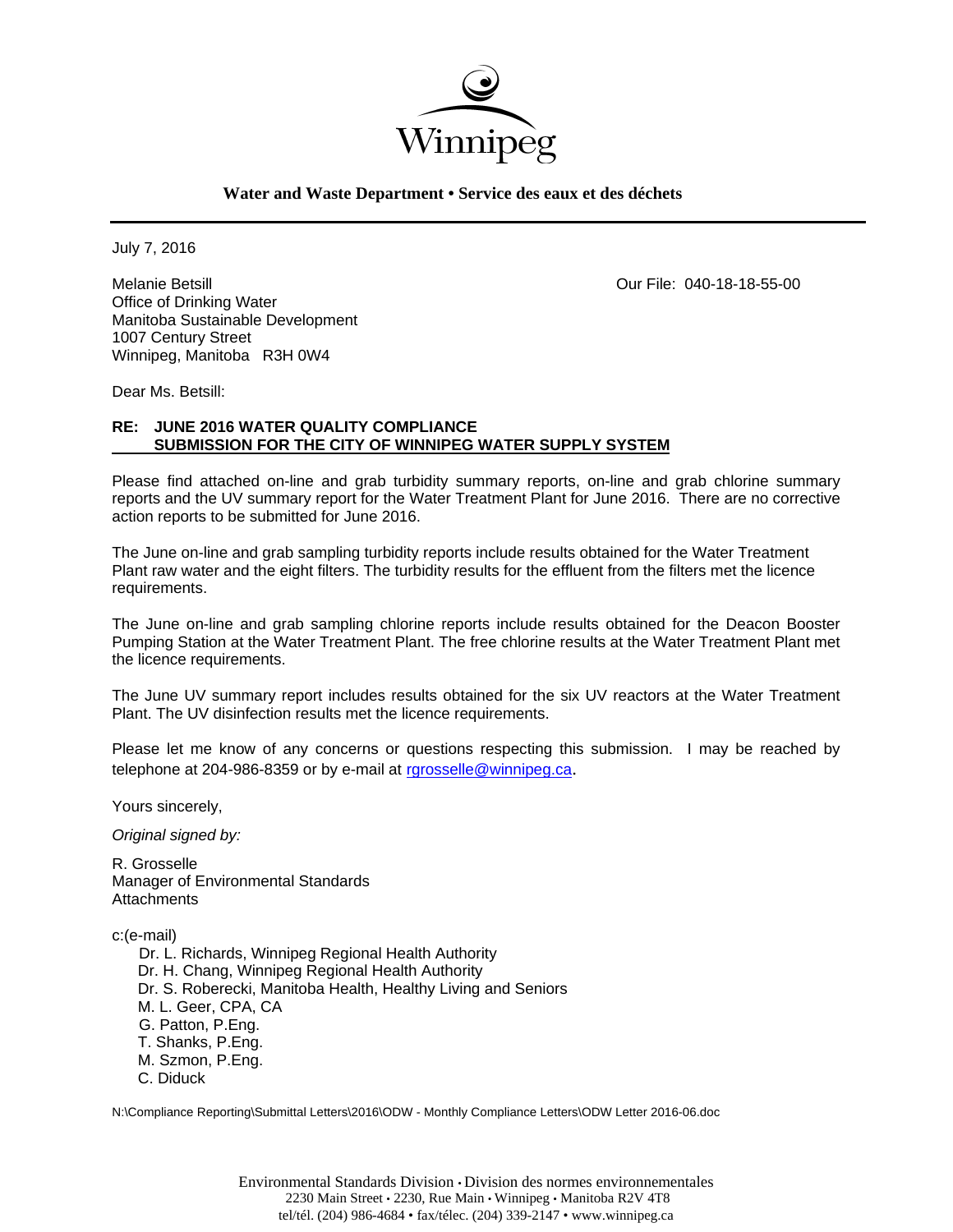Winnipeg

**Water and Waste Department • Service des eaux et des déchets**

---

July 7, 2016

Melanie Betsill
Office of Drinking Water
Manitoba Sustainable Development
1007 Century Street
Winnipeg, Manitoba R3H 0W4

Our File: 040-18-18-55-00

Dear Ms. Betsill:

**RE: JUNE 2016 WATER QUALITY COMPLIANCE SUBMISSION FOR THE CITY OF WINNIPEG WATER SUPPLY SYSTEM**

Please find attached on-line and grab turbidity summary reports, on-line and grab chlorine summary reports and the UV summary report for the Water Treatment Plant for June 2016. There are no corrective action reports to be submitted for June 2016.

The June on-line and grab sampling turbidity reports include results obtained for the Water Treatment Plant raw water and the eight filters. The turbidity results for the effluent from the filters met the licence requirements.

The June on-line and grab sampling chlorine reports include results obtained for the Deacon Booster Pumping Station at the Water Treatment Plant. The free chlorine results at the Water Treatment Plant met the licence requirements.

The June UV summary report includes results obtained for the six UV reactors at the Water Treatment Plant. The UV disinfection results met the licence requirements.

Please let me know of any concerns or questions respecting this submission. I may be reached by telephone at 204-986-8359 or by e-mail at rgrosselle@winnipeg.ca.

Yours sincerely,

*Original signed by:*

R. Grosselle
Manager of Environmental Standards
Attachments

c:(e-mail)
- Dr. L. Richards, Winnipeg Regional Health Authority
- Dr. H. Chang, Winnipeg Regional Health Authority
- Dr. S. Roberecki, Manitoba Health, Healthy Living and Seniors
- M. L. Geer, CPA, CA
- G. Patton, P.Eng.
- T. Shanks, P.Eng.
- M. Szmon, P.Eng.
- C. Diduck

N:\Compliance Reporting\Submittal Letters\2016\ODW - Monthly Compliance Letters\ODW Letter 2016-06.doc

Environmental Standards Division • Division des normes environnementales
2230 Main Street • 2230, Rue Main • Winnipeg • Manitoba R2V 4T8
tel/tél. (204) 986-4684 • fax/télec. (204) 339-2147 • www.winnipeg.ca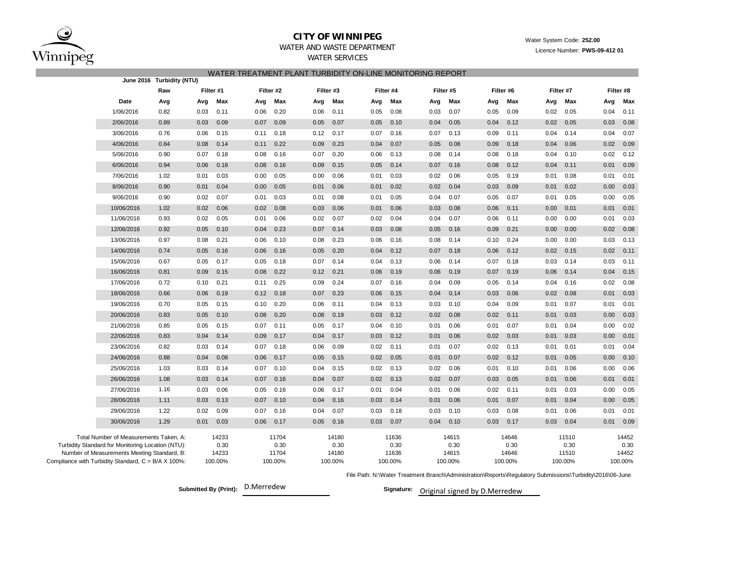# CITY OF WINNIPEG

WATER AND WASTE DEPARTMENT

WATER SERVICES

Water System Code: **252.00**

Licence Number: **PWS-09-412 01**

## WATER TREATMENT PLANT TURBIDITY ON-LINE MONITORING REPORT

**June 2016 Turbidity (NTU)**

| | Raw | Filter #1 | | Filter #2 | | Filter #3 | | Filter #4 | | Filter #5 | | Filter #6 | | Filter #7 | | Filter #8 | |
|---|---|---|---|---|---|---|---|---|---|---|---|---|---|---|---|---|---|
| **Date** | **Avg** | **Avg** | **Max** | **Avg** | **Max** | **Avg** | **Max** | **Avg** | **Max** | **Avg** | **Max** | **Avg** | **Max** | **Avg** | **Max** | **Avg** | **Max** |
| 1/06/2016 | 0.82 | 0.03 | 0.11 | 0.06 | 0.20 | 0.06 | 0.11 | 0.05 | 0.08 | 0.03 | 0.07 | 0.05 | 0.09 | 0.02 | 0.05 | 0.04 | 0.11 |
| 2/06/2016 | 0.89 | 0.03 | 0.09 | 0.07 | 0.09 | 0.05 | 0.07 | 0.05 | 0.10 | 0.04 | 0.05 | 0.04 | 0.12 | 0.02 | 0.05 | 0.03 | 0.08 |
| 3/06/2016 | 0.76 | 0.06 | 0.15 | 0.11 | 0.18 | 0.12 | 0.17 | 0.07 | 0.16 | 0.07 | 0.13 | 0.09 | 0.11 | 0.04 | 0.14 | 0.04 | 0.07 |
| 4/06/2016 | 0.84 | 0.08 | 0.14 | 0.11 | 0.22 | 0.09 | 0.23 | 0.04 | 0.07 | 0.05 | 0.08 | 0.09 | 0.18 | 0.04 | 0.06 | 0.02 | 0.09 |
| 5/06/2016 | 0.90 | 0.07 | 0.18 | 0.08 | 0.16 | 0.07 | 0.20 | 0.06 | 0.13 | 0.08 | 0.14 | 0.08 | 0.18 | 0.04 | 0.10 | 0.02 | 0.12 |
| 6/06/2016 | 0.94 | 0.06 | 0.18 | 0.08 | 0.16 | 0.09 | 0.15 | 0.05 | 0.14 | 0.07 | 0.16 | 0.08 | 0.12 | 0.04 | 0.11 | 0.01 | 0.09 |
| 7/06/2016 | 1.02 | 0.01 | 0.03 | 0.00 | 0.05 | 0.00 | 0.06 | 0.01 | 0.03 | 0.02 | 0.06 | 0.05 | 0.19 | 0.01 | 0.08 | 0.01 | 0.01 |
| 8/06/2016 | 0.90 | 0.01 | 0.04 | 0.00 | 0.05 | 0.01 | 0.06 | 0.01 | 0.02 | 0.02 | 0.04 | 0.03 | 0.09 | 0.01 | 0.02 | 0.00 | 0.03 |
| 9/06/2016 | 0.90 | 0.02 | 0.07 | 0.01 | 0.03 | 0.01 | 0.08 | 0.01 | 0.05 | 0.04 | 0.07 | 0.05 | 0.07 | 0.01 | 0.05 | 0.00 | 0.05 |
| 10/06/2016 | 1.02 | 0.02 | 0.06 | 0.02 | 0.08 | 0.03 | 0.06 | 0.01 | 0.06 | 0.03 | 0.08 | 0.06 | 0.11 | 0.00 | 0.01 | 0.01 | 0.01 |
| 11/06/2016 | 0.93 | 0.02 | 0.05 | 0.01 | 0.06 | 0.02 | 0.07 | 0.02 | 0.04 | 0.04 | 0.07 | 0.06 | 0.11 | 0.00 | 0.00 | 0.01 | 0.03 |
| 12/06/2016 | 0.92 | 0.05 | 0.10 | 0.04 | 0.23 | 0.07 | 0.14 | 0.03 | 0.08 | 0.05 | 0.16 | 0.09 | 0.21 | 0.00 | 0.00 | 0.02 | 0.08 |
| 13/06/2016 | 0.97 | 0.08 | 0.21 | 0.06 | 0.10 | 0.08 | 0.23 | 0.06 | 0.16 | 0.08 | 0.14 | 0.10 | 0.24 | 0.00 | 0.00 | 0.03 | 0.13 |
| 14/06/2016 | 0.74 | 0.05 | 0.16 | 0.06 | 0.16 | 0.05 | 0.20 | 0.04 | 0.12 | 0.07 | 0.18 | 0.06 | 0.12 | 0.02 | 0.15 | 0.02 | 0.11 |
| 15/06/2016 | 0.67 | 0.05 | 0.17 | 0.05 | 0.18 | 0.07 | 0.14 | 0.04 | 0.13 | 0.06 | 0.14 | 0.07 | 0.18 | 0.03 | 0.14 | 0.03 | 0.11 |
| 16/06/2016 | 0.81 | 0.09 | 0.15 | 0.08 | 0.22 | 0.12 | 0.21 | 0.06 | 0.19 | 0.06 | 0.19 | 0.07 | 0.19 | 0.06 | 0.14 | 0.04 | 0.15 |
| 17/06/2016 | 0.72 | 0.10 | 0.21 | 0.11 | 0.25 | 0.09 | 0.24 | 0.07 | 0.16 | 0.04 | 0.09 | 0.05 | 0.14 | 0.04 | 0.16 | 0.02 | 0.08 |
| 18/06/2016 | 0.66 | 0.06 | 0.19 | 0.12 | 0.18 | 0.07 | 0.23 | 0.06 | 0.15 | 0.04 | 0.14 | 0.03 | 0.06 | 0.02 | 0.08 | 0.01 | 0.03 |
| 19/06/2016 | 0.70 | 0.05 | 0.15 | 0.10 | 0.20 | 0.06 | 0.11 | 0.04 | 0.13 | 0.03 | 0.10 | 0.04 | 0.09 | 0.01 | 0.07 | 0.01 | 0.01 |
| 20/06/2016 | 0.83 | 0.05 | 0.10 | 0.08 | 0.20 | 0.08 | 0.19 | 0.03 | 0.12 | 0.02 | 0.08 | 0.02 | 0.11 | 0.01 | 0.03 | 0.00 | 0.03 |
| 21/06/2016 | 0.85 | 0.05 | 0.15 | 0.07 | 0.11 | 0.05 | 0.17 | 0.04 | 0.10 | 0.01 | 0.06 | 0.01 | 0.07 | 0.01 | 0.04 | 0.00 | 0.02 |
| 22/06/2016 | 0.83 | 0.04 | 0.14 | 0.09 | 0.17 | 0.04 | 0.17 | 0.03 | 0.12 | 0.01 | 0.06 | 0.02 | 0.03 | 0.01 | 0.03 | 0.00 | 0.01 |
| 23/06/2016 | 0.82 | 0.03 | 0.14 | 0.07 | 0.18 | 0.06 | 0.09 | 0.02 | 0.11 | 0.01 | 0.07 | 0.02 | 0.13 | 0.01 | 0.01 | 0.01 | 0.04 |
| 24/06/2016 | 0.88 | 0.04 | 0.08 | 0.06 | 0.17 | 0.05 | 0.15 | 0.02 | 0.05 | 0.01 | 0.07 | 0.02 | 0.12 | 0.01 | 0.05 | 0.00 | 0.10 |
| 25/06/2016 | 1.03 | 0.03 | 0.14 | 0.07 | 0.10 | 0.04 | 0.15 | 0.02 | 0.13 | 0.02 | 0.06 | 0.01 | 0.10 | 0.01 | 0.06 | 0.00 | 0.06 |
| 26/06/2016 | 1.08 | 0.03 | 0.14 | 0.07 | 0.16 | 0.04 | 0.07 | 0.02 | 0.13 | 0.02 | 0.07 | 0.03 | 0.05 | 0.01 | 0.06 | 0.01 | 0.01 |
| 27/06/2016 | 1.16 | 0.03 | 0.06 | 0.05 | 0.16 | 0.06 | 0.17 | 0.01 | 0.04 | 0.01 | 0.06 | 0.02 | 0.11 | 0.01 | 0.03 | 0.00 | 0.05 |
| 28/06/2016 | 1.11 | 0.03 | 0.13 | 0.07 | 0.10 | 0.04 | 0.16 | 0.03 | 0.14 | 0.01 | 0.06 | 0.01 | 0.07 | 0.01 | 0.04 | 0.00 | 0.05 |
| 29/06/2016 | 1.22 | 0.02 | 0.09 | 0.07 | 0.16 | 0.04 | 0.07 | 0.03 | 0.18 | 0.03 | 0.10 | 0.03 | 0.08 | 0.01 | 0.06 | 0.01 | 0.01 |
| 30/06/2016 | 1.29 | 0.01 | 0.03 | 0.06 | 0.17 | 0.05 | 0.16 | 0.03 | 0.07 | 0.04 | 0.10 | 0.03 | 0.17 | 0.03 | 0.04 | 0.01 | 0.09 |

| | Filter #1 | Filter #2 | Filter #3 | Filter #4 | Filter #5 | Filter #6 | Filter #7 | Filter #8 |
|---|---|---|---|---|---|---|---|---|
| Total Number of Measurements Taken, A: | 14233 | 11704 | 14180 | 11636 | 14615 | 14646 | 11510 | 14452 |
| Turbidity Standard for Monitoring Location (NTU): | 0.30 | 0.30 | 0.30 | 0.30 | 0.30 | 0.30 | 0.30 | 0.30 |
| Number of Measurements Meeting Standard, B: | 14233 | 11704 | 14180 | 11636 | 14615 | 14646 | 11510 | 14452 |
| Compliance with Turbidity Standard, C = B/A X 100%: | 100.00% | 100.00% | 100.00% | 100.00% | 100.00% | 100.00% | 100.00% | 100.00% |

File Path: N:\Water Treatment Branch\Administration\Reports\Regulatory Submissions\Turbidity\2016\06-June

**Submitted By (Print):** D.Merredew

**Signature:** Original signed by D.Merredew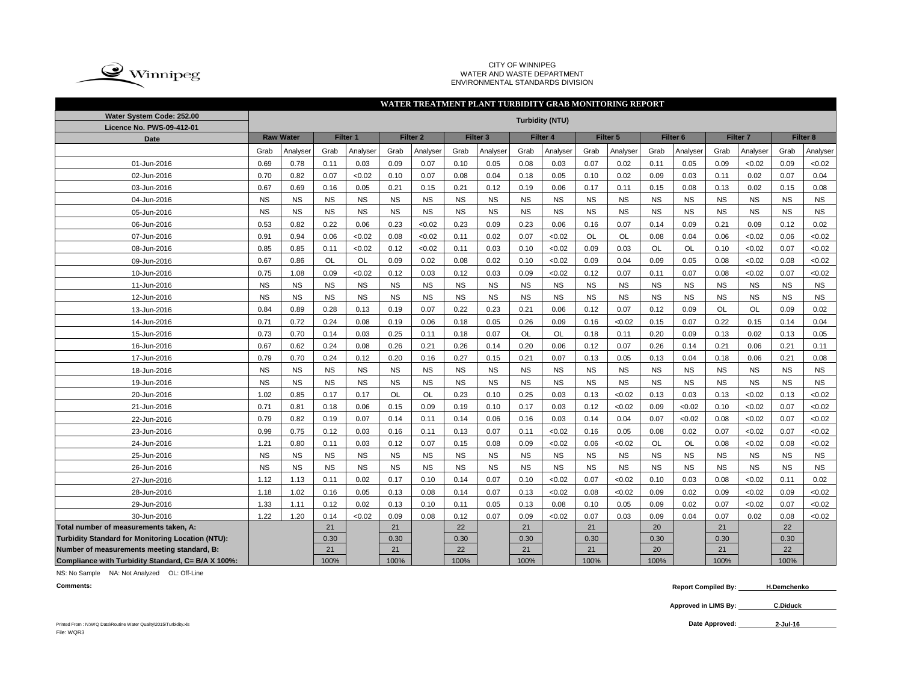CITY OF WINNIPEG
WATER AND WASTE DEPARTMENT
ENVIRONMENTAL STANDARDS DIVISION

## WATER TREATMENT PLANT TURBIDITY GRAB MONITORING REPORT

| Water System Code: 252.00 | Turbidity (NTU) | | | | | | | | | | | | | | | | | |
|---|---|---|---|---|---|---|---|---|---|---|---|---|---|---|---|---|---|---|
| Licence No. PWS-09-412-01 | | | | | | | | | | | | | | | | | | |
| Date | Raw Water | | Filter 1 | | Filter 2 | | Filter 3 | | Filter 4 | | Filter 5 | | Filter 6 | | Filter 7 | | Filter 8 | |
| | Grab | Analyser | Grab | Analyser | Grab | Analyser | Grab | Analyser | Grab | Analyser | Grab | Analyser | Grab | Analyser | Grab | Analyser | Grab | Analyser |
| 01-Jun-2016 | 0.69 | 0.78 | 0.11 | 0.03 | 0.09 | 0.07 | 0.10 | 0.05 | 0.08 | 0.03 | 0.07 | 0.02 | 0.11 | 0.05 | 0.09 | <0.02 | 0.09 | <0.02 |
| 02-Jun-2016 | 0.70 | 0.82 | 0.07 | <0.02 | 0.10 | 0.07 | 0.08 | 0.04 | 0.18 | 0.05 | 0.10 | 0.02 | 0.09 | 0.03 | 0.11 | 0.02 | 0.07 | 0.04 |
| 03-Jun-2016 | 0.67 | 0.69 | 0.16 | 0.05 | 0.21 | 0.15 | 0.21 | 0.12 | 0.19 | 0.06 | 0.17 | 0.11 | 0.15 | 0.08 | 0.13 | 0.02 | 0.15 | 0.08 |
| 04-Jun-2016 | NS | NS | NS | NS | NS | NS | NS | NS | NS | NS | NS | NS | NS | NS | NS | NS | NS | NS |
| 05-Jun-2016 | NS | NS | NS | NS | NS | NS | NS | NS | NS | NS | NS | NS | NS | NS | NS | NS | NS | NS |
| 06-Jun-2016 | 0.53 | 0.82 | 0.22 | 0.06 | 0.23 | <0.02 | 0.23 | 0.09 | 0.23 | 0.06 | 0.16 | 0.07 | 0.14 | 0.09 | 0.21 | 0.09 | 0.12 | 0.02 |
| 07-Jun-2016 | 0.91 | 0.94 | 0.06 | <0.02 | 0.08 | <0.02 | 0.11 | 0.02 | 0.07 | <0.02 | OL | OL | 0.08 | 0.04 | 0.06 | <0.02 | 0.06 | <0.02 |
| 08-Jun-2016 | 0.85 | 0.85 | 0.11 | <0.02 | 0.12 | <0.02 | 0.11 | 0.03 | 0.10 | <0.02 | 0.09 | 0.03 | OL | OL | 0.10 | <0.02 | 0.07 | <0.02 |
| 09-Jun-2016 | 0.67 | 0.86 | OL | OL | 0.09 | 0.02 | 0.08 | 0.02 | 0.10 | <0.02 | 0.09 | 0.04 | 0.09 | 0.05 | 0.08 | <0.02 | 0.08 | <0.02 |
| 10-Jun-2016 | 0.75 | 1.08 | 0.09 | <0.02 | 0.12 | 0.03 | 0.12 | 0.03 | 0.09 | <0.02 | 0.12 | 0.07 | 0.11 | 0.07 | 0.08 | <0.02 | 0.07 | <0.02 |
| 11-Jun-2016 | NS | NS | NS | NS | NS | NS | NS | NS | NS | NS | NS | NS | NS | NS | NS | NS | NS | NS |
| 12-Jun-2016 | NS | NS | NS | NS | NS | NS | NS | NS | NS | NS | NS | NS | NS | NS | NS | NS | NS | NS |
| 13-Jun-2016 | 0.84 | 0.89 | 0.28 | 0.13 | 0.19 | 0.07 | 0.22 | 0.23 | 0.21 | 0.06 | 0.12 | 0.07 | 0.12 | 0.09 | OL | OL | 0.09 | 0.02 |
| 14-Jun-2016 | 0.71 | 0.72 | 0.24 | 0.08 | 0.19 | 0.06 | 0.18 | 0.05 | 0.26 | 0.09 | 0.16 | <0.02 | 0.15 | 0.07 | 0.22 | 0.15 | 0.14 | 0.04 |
| 15-Jun-2016 | 0.73 | 0.70 | 0.14 | 0.03 | 0.25 | 0.11 | 0.18 | 0.07 | OL | OL | 0.18 | 0.11 | 0.20 | 0.09 | 0.13 | 0.02 | 0.13 | 0.05 |
| 16-Jun-2016 | 0.67 | 0.62 | 0.24 | 0.08 | 0.26 | 0.21 | 0.26 | 0.14 | 0.20 | 0.06 | 0.12 | 0.07 | 0.26 | 0.14 | 0.21 | 0.06 | 0.21 | 0.11 |
| 17-Jun-2016 | 0.79 | 0.70 | 0.24 | 0.12 | 0.20 | 0.16 | 0.27 | 0.15 | 0.21 | 0.07 | 0.13 | 0.05 | 0.13 | 0.04 | 0.18 | 0.06 | 0.21 | 0.08 |
| 18-Jun-2016 | NS | NS | NS | NS | NS | NS | NS | NS | NS | NS | NS | NS | NS | NS | NS | NS | NS | NS |
| 19-Jun-2016 | NS | NS | NS | NS | NS | NS | NS | NS | NS | NS | NS | NS | NS | NS | NS | NS | NS | NS |
| 20-Jun-2016 | 1.02 | 0.85 | 0.17 | 0.17 | OL | OL | 0.23 | 0.10 | 0.25 | 0.03 | 0.13 | <0.02 | 0.13 | 0.03 | 0.13 | <0.02 | 0.13 | <0.02 |
| 21-Jun-2016 | 0.71 | 0.81 | 0.18 | 0.06 | 0.15 | 0.09 | 0.19 | 0.10 | 0.17 | 0.03 | 0.12 | <0.02 | 0.09 | <0.02 | 0.10 | <0.02 | 0.07 | <0.02 |
| 22-Jun-2016 | 0.79 | 0.82 | 0.19 | 0.07 | 0.14 | 0.11 | 0.14 | 0.06 | 0.16 | 0.03 | 0.14 | 0.04 | 0.07 | <0.02 | 0.08 | <0.02 | 0.07 | <0.02 |
| 23-Jun-2016 | 0.99 | 0.75 | 0.12 | 0.03 | 0.16 | 0.11 | 0.13 | 0.07 | 0.11 | <0.02 | 0.16 | 0.05 | 0.08 | 0.02 | 0.07 | <0.02 | 0.07 | <0.02 |
| 24-Jun-2016 | 1.21 | 0.80 | 0.11 | 0.03 | 0.12 | 0.07 | 0.15 | 0.08 | 0.09 | <0.02 | 0.06 | <0.02 | OL | OL | 0.08 | <0.02 | 0.08 | <0.02 |
| 25-Jun-2016 | NS | NS | NS | NS | NS | NS | NS | NS | NS | NS | NS | NS | NS | NS | NS | NS | NS | NS |
| 26-Jun-2016 | NS | NS | NS | NS | NS | NS | NS | NS | NS | NS | NS | NS | NS | NS | NS | NS | NS | NS |
| 27-Jun-2016 | 1.12 | 1.13 | 0.11 | 0.02 | 0.17 | 0.10 | 0.14 | 0.07 | 0.10 | <0.02 | 0.07 | <0.02 | 0.10 | 0.03 | 0.08 | <0.02 | 0.11 | 0.02 |
| 28-Jun-2016 | 1.18 | 1.02 | 0.16 | 0.05 | 0.13 | 0.08 | 0.14 | 0.07 | 0.13 | <0.02 | 0.08 | <0.02 | 0.09 | 0.02 | 0.09 | <0.02 | 0.09 | <0.02 |
| 29-Jun-2016 | 1.33 | 1.11 | 0.12 | 0.02 | 0.13 | 0.10 | 0.11 | 0.05 | 0.13 | 0.08 | 0.10 | 0.05 | 0.09 | 0.02 | 0.07 | <0.02 | 0.07 | <0.02 |
| 30-Jun-2016 | 1.22 | 1.20 | 0.14 | <0.02 | 0.09 | 0.08 | 0.12 | 0.07 | 0.09 | <0.02 | 0.07 | 0.03 | 0.09 | 0.04 | 0.07 | 0.02 | 0.08 | <0.02 |
| **Total number of measurements taken, A:** | | | 21 | | 21 | | 22 | | 21 | | 21 | | 20 | | 21 | | 22 | |
| **Turbidity Standard for Monitoring Location (NTU):** | | | 0.30 | | 0.30 | | 0.30 | | 0.30 | | 0.30 | | 0.30 | | 0.30 | | 0.30 | |
| **Number of measurements meeting standard, B:** | | | 21 | | 21 | | 22 | | 21 | | 21 | | 20 | | 21 | | 22 | |
| **Compliance with Turbidity Standard, C= B/A X 100%:** | | | 100% | | 100% | | 100% | | 100% | | 100% | | 100% | | 100% | | 100% | |

NS: No Sample NA: Not Analyzed OL: Off-Line

**Comments:**

**Report Compiled By:** H.Demchenko

**Approved in LIMS By:** C.Diduck

**Date Approved:** 2-Jul-16

Printed From : N:\WQ Data\Routine Water Quality\2015\Turbidity.xls
File: WQR3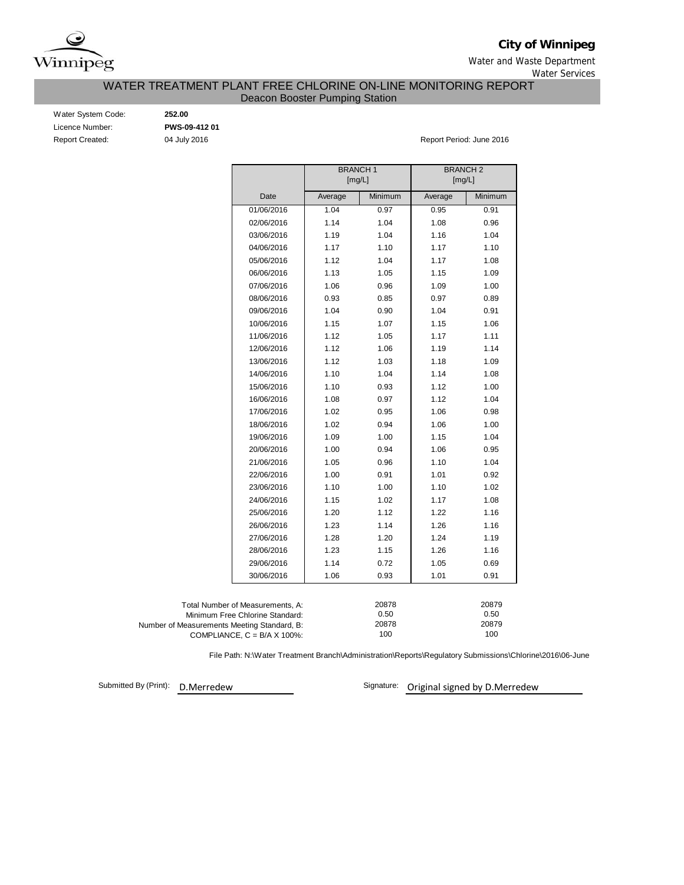**City of Winnipeg**

Water and Waste Department

Water Services

# WATER TREATMENT PLANT FREE CHLORINE ON-LINE MONITORING REPORT

## Deacon Booster Pumping Station

Water System Code: **252.00**

Licence Number: **PWS-09-412 01**

Report Created: 04 July 2016

Report Period: June 2016

| | BRANCH 1 [mg/L] | | BRANCH 2 [mg/L] | |
|---|---|---|---|---|
| Date | Average | Minimum | Average | Minimum |
| 01/06/2016 | 1.04 | 0.97 | 0.95 | 0.91 |
| 02/06/2016 | 1.14 | 1.04 | 1.08 | 0.96 |
| 03/06/2016 | 1.19 | 1.04 | 1.16 | 1.04 |
| 04/06/2016 | 1.17 | 1.10 | 1.17 | 1.10 |
| 05/06/2016 | 1.12 | 1.04 | 1.17 | 1.08 |
| 06/06/2016 | 1.13 | 1.05 | 1.15 | 1.09 |
| 07/06/2016 | 1.06 | 0.96 | 1.09 | 1.00 |
| 08/06/2016 | 0.93 | 0.85 | 0.97 | 0.89 |
| 09/06/2016 | 1.04 | 0.90 | 1.04 | 0.91 |
| 10/06/2016 | 1.15 | 1.07 | 1.15 | 1.06 |
| 11/06/2016 | 1.12 | 1.05 | 1.17 | 1.11 |
| 12/06/2016 | 1.12 | 1.06 | 1.19 | 1.14 |
| 13/06/2016 | 1.12 | 1.03 | 1.18 | 1.09 |
| 14/06/2016 | 1.10 | 1.04 | 1.14 | 1.08 |
| 15/06/2016 | 1.10 | 0.93 | 1.12 | 1.00 |
| 16/06/2016 | 1.08 | 0.97 | 1.12 | 1.04 |
| 17/06/2016 | 1.02 | 0.95 | 1.06 | 0.98 |
| 18/06/2016 | 1.02 | 0.94 | 1.06 | 1.00 |
| 19/06/2016 | 1.09 | 1.00 | 1.15 | 1.04 |
| 20/06/2016 | 1.00 | 0.94 | 1.06 | 0.95 |
| 21/06/2016 | 1.05 | 0.96 | 1.10 | 1.04 |
| 22/06/2016 | 1.00 | 0.91 | 1.01 | 0.92 |
| 23/06/2016 | 1.10 | 1.00 | 1.10 | 1.02 |
| 24/06/2016 | 1.15 | 1.02 | 1.17 | 1.08 |
| 25/06/2016 | 1.20 | 1.12 | 1.22 | 1.16 |
| 26/06/2016 | 1.23 | 1.14 | 1.26 | 1.16 |
| 27/06/2016 | 1.28 | 1.20 | 1.24 | 1.19 |
| 28/06/2016 | 1.23 | 1.15 | 1.26 | 1.16 |
| 29/06/2016 | 1.14 | 0.72 | 1.05 | 0.69 |
| 30/06/2016 | 1.06 | 0.93 | 1.01 | 0.91 |

| | Branch 1 | Branch 2 |
|---|---|---|
| Total Number of Measurements, A: | 20878 | 20879 |
| Minimum Free Chlorine Standard: | 0.50 | 0.50 |
| Number of Measurements Meeting Standard, B: | 20878 | 20879 |
| COMPLIANCE, C = B/A X 100%: | 100 | 100 |

File Path: N:\Water Treatment Branch\Administration\Reports\Regulatory Submissions\Chlorine\2016\06-June

Submitted By (Print): D.Merredew

Signature: Original signed by D.Merredew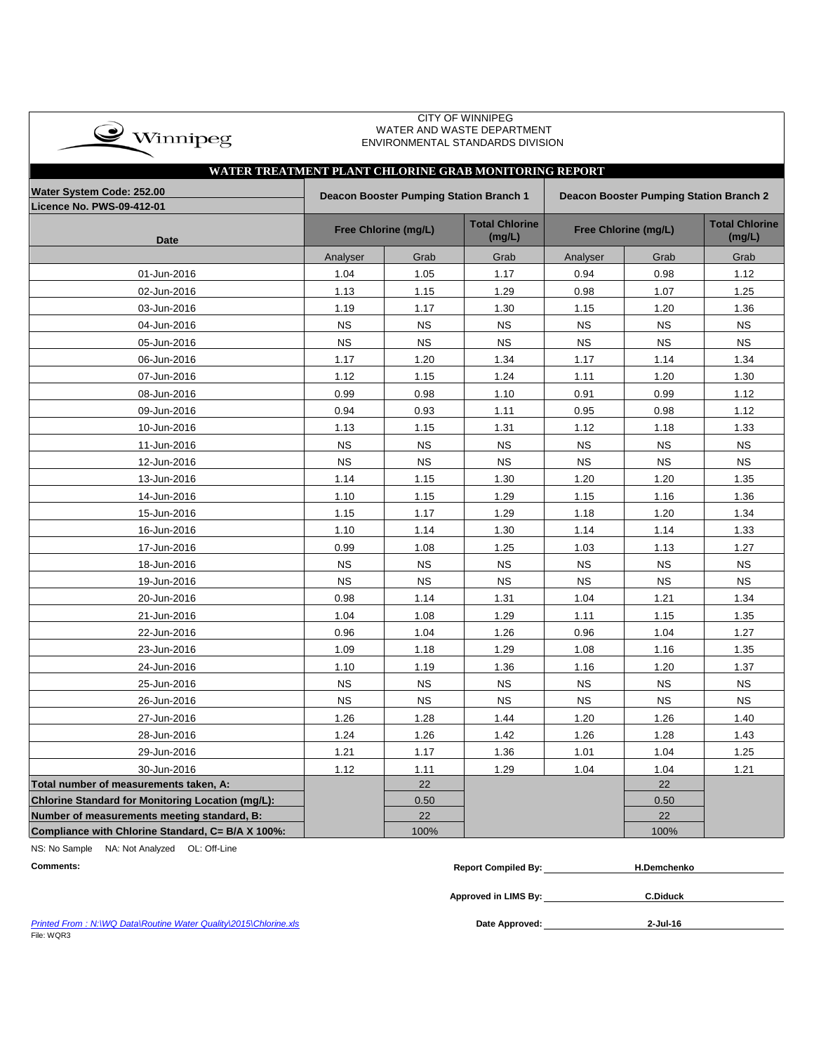CITY OF WINNIPEG
WATER AND WASTE DEPARTMENT
ENVIRONMENTAL STANDARDS DIVISION

## WATER TREATMENT PLANT CHLORINE GRAB MONITORING REPORT

**Water System Code: 252.00**
**Licence No. PWS-09-412-01**

| Date | Deacon Booster Pumping Station Branch 1 | | | Deacon Booster Pumping Station Branch 2 | | |
|---|---|---|---|---|---|---|
| | Free Chlorine (mg/L) | | Total Chlorine (mg/L) | Free Chlorine (mg/L) | | Total Chlorine (mg/L) |
| | Analyser | Grab | Grab | Analyser | Grab | Grab |
| 01-Jun-2016 | 1.04 | 1.05 | 1.17 | 0.94 | 0.98 | 1.12 |
| 02-Jun-2016 | 1.13 | 1.15 | 1.29 | 0.98 | 1.07 | 1.25 |
| 03-Jun-2016 | 1.19 | 1.17 | 1.30 | 1.15 | 1.20 | 1.36 |
| 04-Jun-2016 | NS | NS | NS | NS | NS | NS |
| 05-Jun-2016 | NS | NS | NS | NS | NS | NS |
| 06-Jun-2016 | 1.17 | 1.20 | 1.34 | 1.17 | 1.14 | 1.34 |
| 07-Jun-2016 | 1.12 | 1.15 | 1.24 | 1.11 | 1.20 | 1.30 |
| 08-Jun-2016 | 0.99 | 0.98 | 1.10 | 0.91 | 0.99 | 1.12 |
| 09-Jun-2016 | 0.94 | 0.93 | 1.11 | 0.95 | 0.98 | 1.12 |
| 10-Jun-2016 | 1.13 | 1.15 | 1.31 | 1.12 | 1.18 | 1.33 |
| 11-Jun-2016 | NS | NS | NS | NS | NS | NS |
| 12-Jun-2016 | NS | NS | NS | NS | NS | NS |
| 13-Jun-2016 | 1.14 | 1.15 | 1.30 | 1.20 | 1.20 | 1.35 |
| 14-Jun-2016 | 1.10 | 1.15 | 1.29 | 1.15 | 1.16 | 1.36 |
| 15-Jun-2016 | 1.15 | 1.17 | 1.29 | 1.18 | 1.20 | 1.34 |
| 16-Jun-2016 | 1.10 | 1.14 | 1.30 | 1.14 | 1.14 | 1.33 |
| 17-Jun-2016 | 0.99 | 1.08 | 1.25 | 1.03 | 1.13 | 1.27 |
| 18-Jun-2016 | NS | NS | NS | NS | NS | NS |
| 19-Jun-2016 | NS | NS | NS | NS | NS | NS |
| 20-Jun-2016 | 0.98 | 1.14 | 1.31 | 1.04 | 1.21 | 1.34 |
| 21-Jun-2016 | 1.04 | 1.08 | 1.29 | 1.11 | 1.15 | 1.35 |
| 22-Jun-2016 | 0.96 | 1.04 | 1.26 | 0.96 | 1.04 | 1.27 |
| 23-Jun-2016 | 1.09 | 1.18 | 1.29 | 1.08 | 1.16 | 1.35 |
| 24-Jun-2016 | 1.10 | 1.19 | 1.36 | 1.16 | 1.20 | 1.37 |
| 25-Jun-2016 | NS | NS | NS | NS | NS | NS |
| 26-Jun-2016 | NS | NS | NS | NS | NS | NS |
| 27-Jun-2016 | 1.26 | 1.28 | 1.44 | 1.20 | 1.26 | 1.40 |
| 28-Jun-2016 | 1.24 | 1.26 | 1.42 | 1.26 | 1.28 | 1.43 |
| 29-Jun-2016 | 1.21 | 1.17 | 1.36 | 1.01 | 1.04 | 1.25 |
| 30-Jun-2016 | 1.12 | 1.11 | 1.29 | 1.04 | 1.04 | 1.21 |
| **Total number of measurements taken, A:** | | 22 | | | 22 | |
| **Chlorine Standard for Monitoring Location (mg/L):** | | 0.50 | | | 0.50 | |
| **Number of measurements meeting standard, B:** | | 22 | | | 22 | |
| **Compliance with Chlorine Standard, C= B/A X 100%:** | | 100% | | | 100% | |

NS: No Sample NA: Not Analyzed OL: Off-Line

**Comments:**

**Report Compiled By:** H.Demchenko

**Approved in LIMS By:** C.Diduck

**Date Approved:** 2-Jul-16

*Printed From : N:\WQ Data\Routine Water Quality\2015\Chlorine.xls*
File: WQR3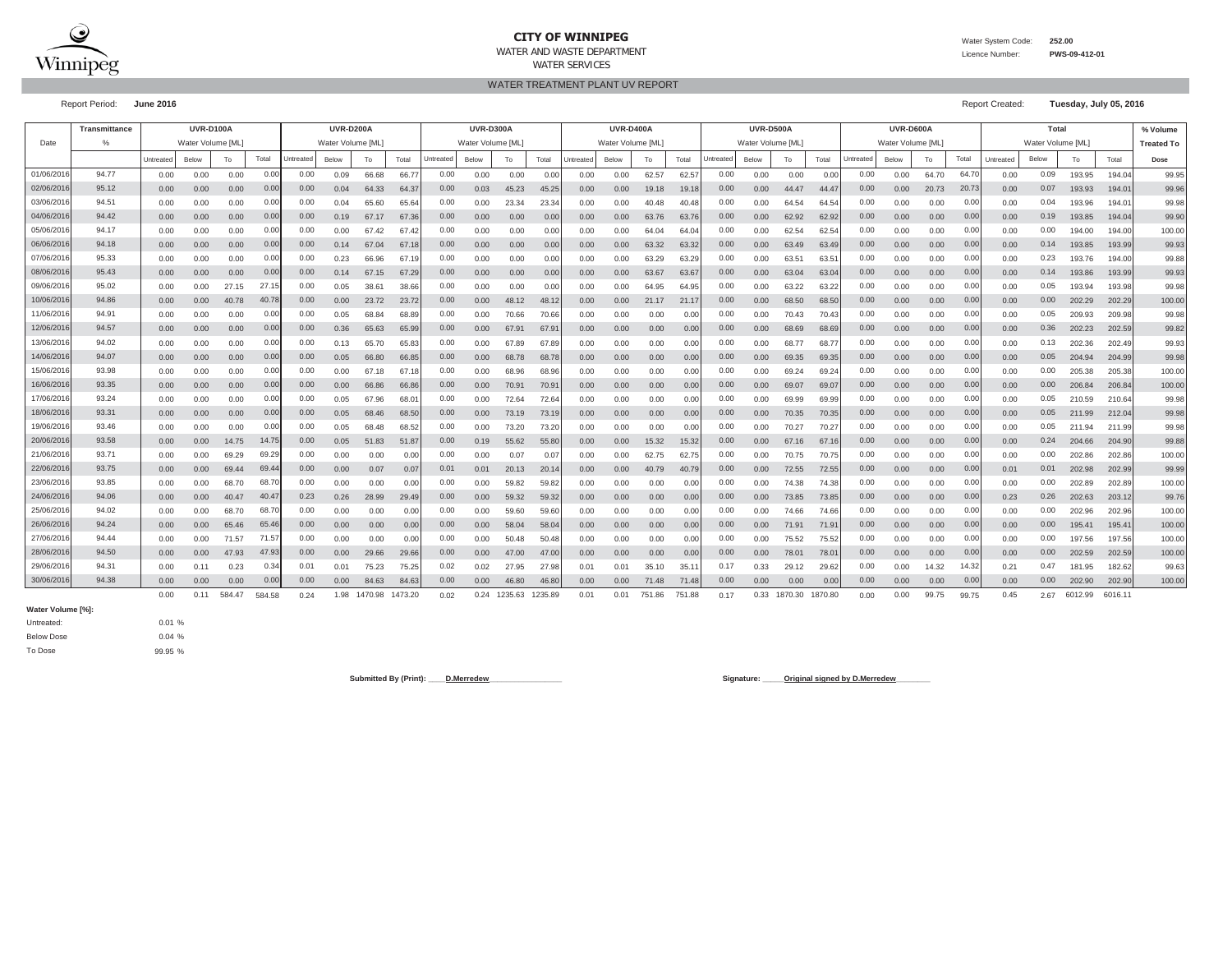**CITY OF WINNIPEG**
WATER AND WASTE DEPARTMENT
WATER SERVICES

Water System Code: **252.00**
Licence Number: **PWS-09-412-01**

WATER TREATMENT PLANT UV REPORT

Report Period: **June 2016**

Report Created: **Tuesday, July 05, 2016**

| Date | Transmittance | UVR-D100A | | | | UVR-D200A | | | | UVR-D300A | | | | UVR-D400A | | | | UVR-D500A | | | | UVR-D600A | | | | Total | | | | % Volume |
|---|---|---|---|---|---|---|---|---|---|---|---|---|---|---|---|---|---|---|---|---|---|---|---|---|---|---|---|---|---|---|
| | % | Water Volume [ML] | | | | Water Volume [ML] | | | | Water Volume [ML] | | | | Water Volume [ML] | | | | Water Volume [ML] | | | | Water Volume [ML] | | | | Water Volume [ML] | | | | Treated To |
| | | Untreated | Below | To | Total | Untreated | Below | To | Total | Untreated | Below | To | Total | Untreated | Below | To | Total | Untreated | Below | To | Total | Untreated | Below | To | Total | Untreated | Below | To | Total | Dose |
| 01/06/2016 | 94.77 | 0.00 | 0.00 | 0.00 | 0.00 | 0.00 | 0.09 | 66.68 | 66.77 | 0.00 | 0.00 | 0.00 | 0.00 | 0.00 | 0.00 | 62.57 | 62.57 | 0.00 | 0.00 | 0.00 | 0.00 | 0.00 | 0.00 | 64.70 | 64.70 | 0.00 | 0.09 | 193.95 | 194.04 | 99.95 |
| 02/06/2016 | 95.12 | 0.00 | 0.00 | 0.00 | 0.00 | 0.00 | 0.04 | 64.33 | 64.37 | 0.00 | 0.03 | 45.23 | 45.25 | 0.00 | 0.00 | 19.18 | 19.18 | 0.00 | 0.00 | 44.47 | 44.47 | 0.00 | 0.00 | 20.73 | 20.73 | 0.00 | 0.07 | 193.93 | 194.01 | 99.96 |
| 03/06/2016 | 94.51 | 0.00 | 0.00 | 0.00 | 0.00 | 0.00 | 0.04 | 65.60 | 65.64 | 0.00 | 0.00 | 23.34 | 23.34 | 0.00 | 0.00 | 40.48 | 40.48 | 0.00 | 0.00 | 64.54 | 64.54 | 0.00 | 0.00 | 0.00 | 0.00 | 0.00 | 0.04 | 193.96 | 194.01 | 99.98 |
| 04/06/2016 | 94.42 | 0.00 | 0.00 | 0.00 | 0.00 | 0.00 | 0.19 | 67.17 | 67.36 | 0.00 | 0.00 | 0.00 | 0.00 | 0.00 | 0.00 | 63.76 | 63.76 | 0.00 | 0.00 | 62.92 | 62.92 | 0.00 | 0.00 | 0.00 | 0.00 | 0.00 | 0.19 | 193.85 | 194.04 | 99.90 |
| 05/06/2016 | 94.17 | 0.00 | 0.00 | 0.00 | 0.00 | 0.00 | 0.00 | 67.42 | 67.42 | 0.00 | 0.00 | 0.00 | 0.00 | 0.00 | 0.00 | 64.04 | 64.04 | 0.00 | 0.00 | 62.54 | 62.54 | 0.00 | 0.00 | 0.00 | 0.00 | 0.00 | 0.00 | 194.00 | 194.00 | 100.00 |
| 06/06/2016 | 94.18 | 0.00 | 0.00 | 0.00 | 0.00 | 0.00 | 0.14 | 67.04 | 67.18 | 0.00 | 0.00 | 0.00 | 0.00 | 0.00 | 0.00 | 63.32 | 63.32 | 0.00 | 0.00 | 63.49 | 63.49 | 0.00 | 0.00 | 0.00 | 0.00 | 0.00 | 0.14 | 193.85 | 193.99 | 99.93 |
| 07/06/2016 | 95.33 | 0.00 | 0.00 | 0.00 | 0.00 | 0.00 | 0.23 | 66.96 | 67.19 | 0.00 | 0.00 | 0.00 | 0.00 | 0.00 | 0.00 | 63.29 | 63.29 | 0.00 | 0.00 | 63.51 | 63.51 | 0.00 | 0.00 | 0.00 | 0.00 | 0.00 | 0.23 | 193.76 | 194.00 | 99.88 |
| 08/06/2016 | 95.43 | 0.00 | 0.00 | 0.00 | 0.00 | 0.00 | 0.14 | 67.15 | 67.29 | 0.00 | 0.00 | 0.00 | 0.00 | 0.00 | 0.00 | 63.67 | 63.67 | 0.00 | 0.00 | 63.04 | 63.04 | 0.00 | 0.00 | 0.00 | 0.00 | 0.00 | 0.14 | 193.86 | 193.99 | 99.93 |
| 09/06/2016 | 95.02 | 0.00 | 0.00 | 27.15 | 27.15 | 0.00 | 0.05 | 38.61 | 38.66 | 0.00 | 0.00 | 0.00 | 0.00 | 0.00 | 0.00 | 64.95 | 64.95 | 0.00 | 0.00 | 63.22 | 63.22 | 0.00 | 0.00 | 0.00 | 0.00 | 0.00 | 0.05 | 193.94 | 193.98 | 99.98 |
| 10/06/2016 | 94.86 | 0.00 | 0.00 | 40.78 | 40.78 | 0.00 | 0.00 | 23.72 | 23.72 | 0.00 | 0.00 | 48.12 | 48.12 | 0.00 | 0.00 | 21.17 | 21.17 | 0.00 | 0.00 | 68.50 | 68.50 | 0.00 | 0.00 | 0.00 | 0.00 | 0.00 | 0.00 | 202.29 | 202.29 | 100.00 |
| 11/06/2016 | 94.91 | 0.00 | 0.00 | 0.00 | 0.00 | 0.00 | 0.05 | 68.84 | 68.89 | 0.00 | 0.00 | 70.66 | 70.66 | 0.00 | 0.00 | 0.00 | 0.00 | 0.00 | 0.00 | 70.43 | 70.43 | 0.00 | 0.00 | 0.00 | 0.00 | 0.00 | 0.05 | 209.93 | 209.98 | 99.98 |
| 12/06/2016 | 94.57 | 0.00 | 0.00 | 0.00 | 0.00 | 0.00 | 0.36 | 65.63 | 65.99 | 0.00 | 0.00 | 67.91 | 67.91 | 0.00 | 0.00 | 0.00 | 0.00 | 0.00 | 0.00 | 68.69 | 68.69 | 0.00 | 0.00 | 0.00 | 0.00 | 0.00 | 0.36 | 202.23 | 202.59 | 99.82 |
| 13/06/2016 | 94.02 | 0.00 | 0.00 | 0.00 | 0.00 | 0.00 | 0.13 | 65.70 | 65.83 | 0.00 | 0.00 | 67.89 | 67.89 | 0.00 | 0.00 | 0.00 | 0.00 | 0.00 | 0.00 | 68.77 | 68.77 | 0.00 | 0.00 | 0.00 | 0.00 | 0.00 | 0.13 | 202.36 | 202.49 | 99.93 |
| 14/06/2016 | 94.07 | 0.00 | 0.00 | 0.00 | 0.00 | 0.00 | 0.05 | 66.80 | 66.85 | 0.00 | 0.00 | 68.78 | 68.78 | 0.00 | 0.00 | 0.00 | 0.00 | 0.00 | 0.00 | 69.35 | 69.35 | 0.00 | 0.00 | 0.00 | 0.00 | 0.00 | 0.05 | 204.94 | 204.99 | 99.98 |
| 15/06/2016 | 93.98 | 0.00 | 0.00 | 0.00 | 0.00 | 0.00 | 0.00 | 67.18 | 67.18 | 0.00 | 0.00 | 68.96 | 68.96 | 0.00 | 0.00 | 0.00 | 0.00 | 0.00 | 0.00 | 69.24 | 69.24 | 0.00 | 0.00 | 0.00 | 0.00 | 0.00 | 0.00 | 205.38 | 205.38 | 100.00 |
| 16/06/2016 | 93.35 | 0.00 | 0.00 | 0.00 | 0.00 | 0.00 | 0.00 | 66.86 | 66.86 | 0.00 | 0.00 | 70.91 | 70.91 | 0.00 | 0.00 | 0.00 | 0.00 | 0.00 | 0.00 | 69.07 | 69.07 | 0.00 | 0.00 | 0.00 | 0.00 | 0.00 | 0.00 | 206.84 | 206.84 | 100.00 |
| 17/06/2016 | 93.24 | 0.00 | 0.00 | 0.00 | 0.00 | 0.00 | 0.05 | 67.96 | 68.01 | 0.00 | 0.00 | 72.64 | 72.64 | 0.00 | 0.00 | 0.00 | 0.00 | 0.00 | 0.00 | 69.99 | 69.99 | 0.00 | 0.00 | 0.00 | 0.00 | 0.00 | 0.05 | 210.59 | 210.64 | 99.98 |
| 18/06/2016 | 93.31 | 0.00 | 0.00 | 0.00 | 0.00 | 0.00 | 0.05 | 68.46 | 68.50 | 0.00 | 0.00 | 73.19 | 73.19 | 0.00 | 0.00 | 0.00 | 0.00 | 0.00 | 0.00 | 70.35 | 70.35 | 0.00 | 0.00 | 0.00 | 0.00 | 0.00 | 0.05 | 211.99 | 212.04 | 99.98 |
| 19/06/2016 | 93.46 | 0.00 | 0.00 | 0.00 | 0.00 | 0.00 | 0.05 | 68.48 | 68.52 | 0.00 | 0.00 | 73.20 | 73.20 | 0.00 | 0.00 | 0.00 | 0.00 | 0.00 | 0.00 | 70.27 | 70.27 | 0.00 | 0.00 | 0.00 | 0.00 | 0.00 | 0.05 | 211.94 | 211.99 | 99.98 |
| 20/06/2016 | 93.58 | 0.00 | 0.00 | 14.75 | 14.75 | 0.00 | 0.05 | 51.83 | 51.87 | 0.00 | 0.19 | 55.62 | 55.80 | 0.00 | 0.00 | 15.32 | 15.32 | 0.00 | 0.00 | 67.16 | 67.16 | 0.00 | 0.00 | 0.00 | 0.00 | 0.00 | 0.24 | 204.66 | 204.90 | 99.88 |
| 21/06/2016 | 93.71 | 0.00 | 0.00 | 69.29 | 69.29 | 0.00 | 0.00 | 0.00 | 0.00 | 0.00 | 0.00 | 0.07 | 0.07 | 0.00 | 0.00 | 62.75 | 62.75 | 0.00 | 0.00 | 70.75 | 70.75 | 0.00 | 0.00 | 0.00 | 0.00 | 0.00 | 0.00 | 202.86 | 202.86 | 100.00 |
| 22/06/2016 | 93.75 | 0.00 | 0.00 | 69.44 | 69.44 | 0.00 | 0.00 | 0.07 | 0.07 | 0.01 | 0.01 | 20.13 | 20.14 | 0.00 | 0.00 | 40.79 | 40.79 | 0.00 | 0.00 | 72.55 | 72.55 | 0.00 | 0.00 | 0.00 | 0.00 | 0.01 | 0.01 | 202.98 | 202.99 | 99.99 |
| 23/06/2016 | 93.85 | 0.00 | 0.00 | 68.70 | 68.70 | 0.00 | 0.00 | 0.00 | 0.00 | 0.00 | 0.00 | 59.82 | 59.82 | 0.00 | 0.00 | 0.00 | 0.00 | 0.00 | 0.00 | 74.38 | 74.38 | 0.00 | 0.00 | 0.00 | 0.00 | 0.00 | 0.00 | 202.89 | 202.89 | 100.00 |
| 24/06/2016 | 94.06 | 0.00 | 0.00 | 40.47 | 40.47 | 0.23 | 0.26 | 28.99 | 29.49 | 0.00 | 0.00 | 59.32 | 59.32 | 0.00 | 0.00 | 0.00 | 0.00 | 0.00 | 0.00 | 73.85 | 73.85 | 0.00 | 0.00 | 0.00 | 0.00 | 0.23 | 0.26 | 202.63 | 203.12 | 99.76 |
| 25/06/2016 | 94.02 | 0.00 | 0.00 | 68.70 | 68.70 | 0.00 | 0.00 | 0.00 | 0.00 | 0.00 | 0.00 | 59.60 | 59.60 | 0.00 | 0.00 | 0.00 | 0.00 | 0.00 | 0.00 | 74.66 | 74.66 | 0.00 | 0.00 | 0.00 | 0.00 | 0.00 | 0.00 | 202.96 | 202.96 | 100.00 |
| 26/06/2016 | 94.24 | 0.00 | 0.00 | 65.46 | 65.46 | 0.00 | 0.00 | 0.00 | 0.00 | 0.00 | 0.00 | 58.04 | 58.04 | 0.00 | 0.00 | 0.00 | 0.00 | 0.00 | 0.00 | 71.91 | 71.91 | 0.00 | 0.00 | 0.00 | 0.00 | 0.00 | 0.00 | 195.41 | 195.41 | 100.00 |
| 27/06/2016 | 94.44 | 0.00 | 0.00 | 71.57 | 71.57 | 0.00 | 0.00 | 0.00 | 0.00 | 0.00 | 0.00 | 50.48 | 50.48 | 0.00 | 0.00 | 0.00 | 0.00 | 0.00 | 0.00 | 75.52 | 75.52 | 0.00 | 0.00 | 0.00 | 0.00 | 0.00 | 0.00 | 197.56 | 197.56 | 100.00 |
| 28/06/2016 | 94.50 | 0.00 | 0.00 | 47.93 | 47.93 | 0.00 | 0.00 | 29.66 | 29.66 | 0.00 | 0.00 | 47.00 | 47.00 | 0.00 | 0.00 | 0.00 | 0.00 | 0.00 | 0.00 | 78.01 | 78.01 | 0.00 | 0.00 | 0.00 | 0.00 | 0.00 | 0.00 | 202.59 | 202.59 | 100.00 |
| 29/06/2016 | 94.31 | 0.00 | 0.11 | 0.23 | 0.34 | 0.01 | 0.01 | 75.23 | 75.25 | 0.02 | 0.02 | 27.95 | 27.98 | 0.01 | 0.01 | 35.10 | 35.11 | 0.17 | 0.33 | 29.12 | 29.62 | 0.00 | 0.00 | 14.32 | 14.32 | 0.21 | 0.47 | 181.95 | 182.62 | 99.63 |
| 30/06/2016 | 94.38 | 0.00 | 0.00 | 0.00 | 0.00 | 0.00 | 0.00 | 84.63 | 84.63 | 0.00 | 0.00 | 46.80 | 46.80 | 0.00 | 0.00 | 71.48 | 71.48 | 0.00 | 0.00 | 0.00 | 0.00 | 0.00 | 0.00 | 0.00 | 0.00 | 0.00 | 0.00 | 202.90 | 202.90 | 100.00 |
| | | 0.00 | 0.11 | 584.47 | 584.58 | 0.24 | 1.98 | 1470.98 | 1473.20 | 0.02 | 0.24 | 1235.63 | 1235.89 | 0.01 | 0.01 | 751.86 | 751.88 | 0.17 | 0.33 | 1870.30 | 1870.80 | 0.00 | 0.00 | 99.75 | 99.75 | 0.45 | 2.67 | 6012.99 | 6016.11 | |

**Water Volume [%]:**

| | |
|---|---|
| Untreated: | 0.01 % |
| Below Dose | 0.04 % |
| To Dose | 99.95 % |

**Submitted By (Print):** D.Merredew

**Signature:** Original signed by D.Merredew